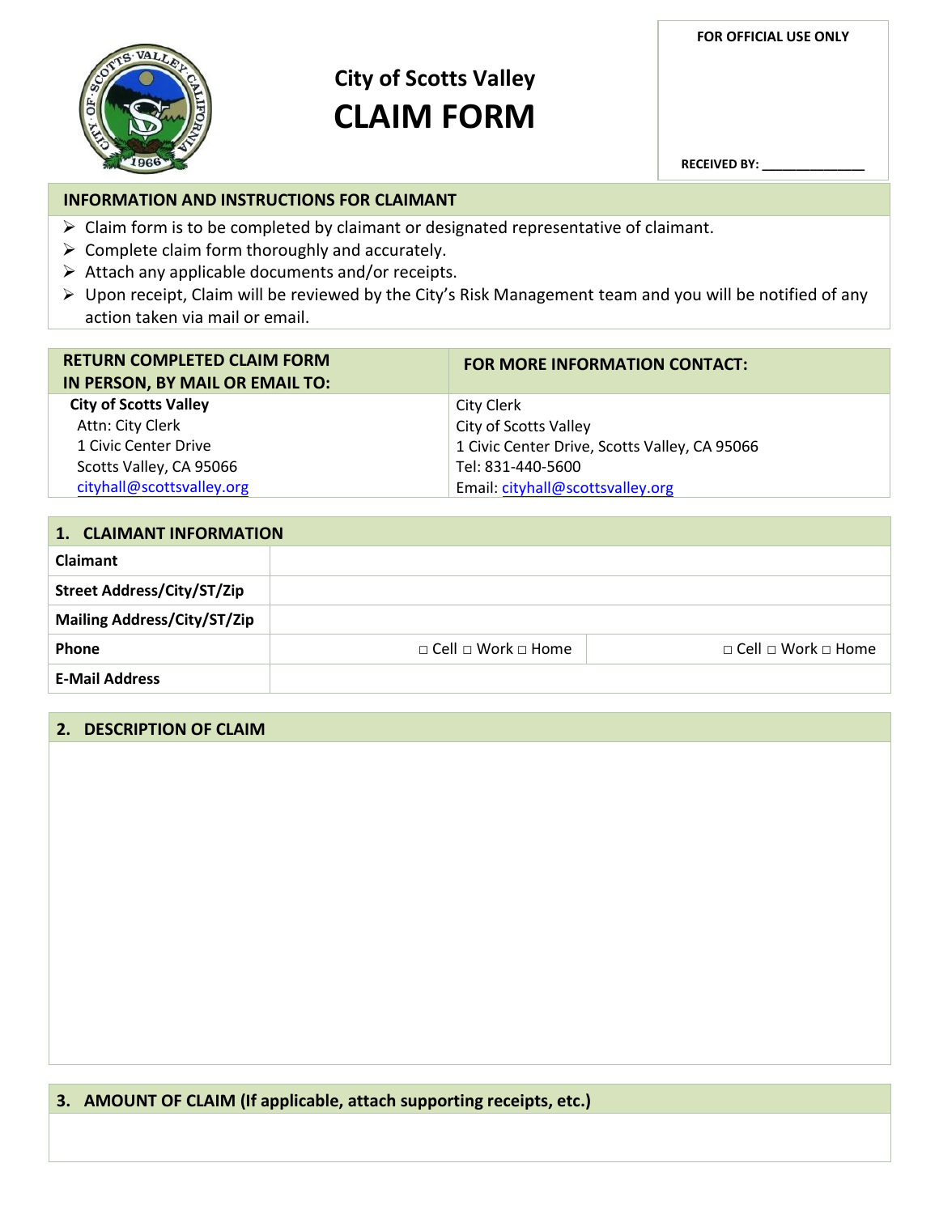# City of Scotts Valley
# CLAIM FORM

| FOR OFFICIAL USE ONLY |
| --- |
| RECEIVED BY: _______________ |

## INFORMATION AND INSTRUCTIONS FOR CLAIMANT

- Claim form is to be completed by claimant or designated representative of claimant.
- Complete claim form thoroughly and accurately.
- Attach any applicable documents and/or receipts.
- Upon receipt, Claim will be reviewed by the City's Risk Management team and you will be notified of any action taken via mail or email.

| RETURN COMPLETED CLAIM FORM IN PERSON, BY MAIL OR EMAIL TO: | FOR MORE INFORMATION CONTACT: |
| --- | --- |
| **City of Scotts Valley**<br>Attn: City Clerk<br>1 Civic Center Drive<br>Scotts Valley, CA 95066<br>cityhall@scottsvalley.org | City Clerk<br>City of Scotts Valley<br>1 Civic Center Drive, Scotts Valley, CA 95066<br>Tel: 831-440-5600<br>Email: cityhall@scottsvalley.org |

## 1. CLAIMANT INFORMATION

| | | |
| --- | --- | --- |
| **Claimant** | | |
| **Street Address/City/ST/Zip** | | |
| **Mailing Address/City/ST/Zip** | | |
| **Phone** | □ Cell □ Work □ Home | □ Cell □ Work □ Home |
| **E-Mail Address** | | |

## 2. DESCRIPTION OF CLAIM

## 3. AMOUNT OF CLAIM (If applicable, attach supporting receipts, etc.)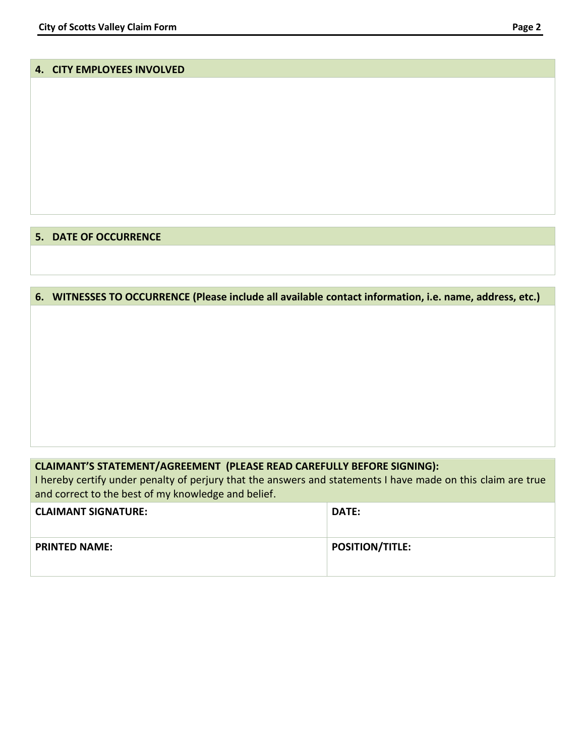## 4. CITY EMPLOYEES INVOLVED

## 5. DATE OF OCCURRENCE

## 6. WITNESSES TO OCCURRENCE (Please include all available contact information, i.e. name, address, etc.)

**CLAIMANT'S STATEMENT/AGREEMENT (PLEASE READ CAREFULLY BEFORE SIGNING):**
I hereby certify under penalty of perjury that the answers and statements I have made on this claim are true and correct to the best of my knowledge and belief.

| | |
|---|---|
| **CLAIMANT SIGNATURE:** | **DATE:** |
| **PRINTED NAME:** | **POSITION/TITLE:** |